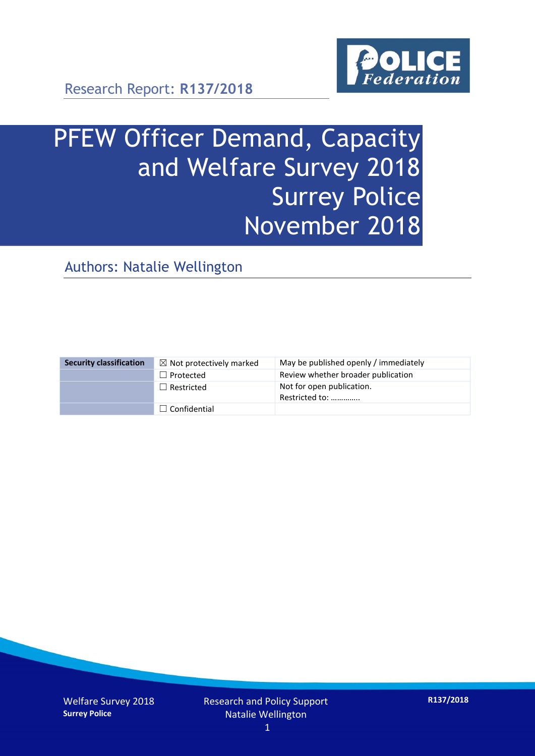Research Report: **R137/2018**

# PFEW Officer Demand, Capacity and Welfare Survey 2018 Surrey Police November 2018

## Authors: Natalie Wellington

| Security classification | ☒ Not protectively marked | May be published openly / immediately |
|---|---|---|
| | ☐ Protected | Review whether broader publication |
| | ☐ Restricted | Not for open publication. Restricted to: ………….. |
| | ☐ Confidential | |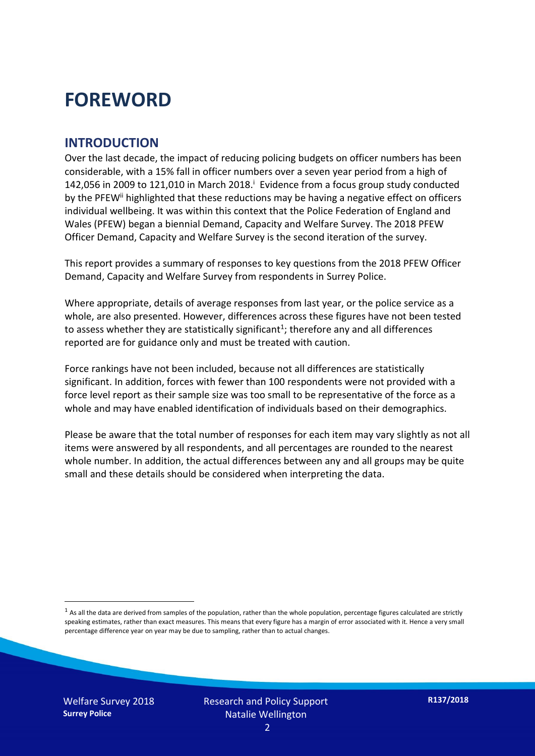# FOREWORD

## INTRODUCTION

Over the last decade, the impact of reducing policing budgets on officer numbers has been considerable, with a 15% fall in officer numbers over a seven year period from a high of 142,056 in 2009 to 121,010 in March 2018.[i] Evidence from a focus group study conducted by the PFEW[ii] highlighted that these reductions may be having a negative effect on officers individual wellbeing. It was within this context that the Police Federation of England and Wales (PFEW) began a biennial Demand, Capacity and Welfare Survey. The 2018 PFEW Officer Demand, Capacity and Welfare Survey is the second iteration of the survey.

This report provides a summary of responses to key questions from the 2018 PFEW Officer Demand, Capacity and Welfare Survey from respondents in Surrey Police.

Where appropriate, details of average responses from last year, or the police service as a whole, are also presented. However, differences across these figures have not been tested to assess whether they are statistically significant[1]; therefore any and all differences reported are for guidance only and must be treated with caution.

Force rankings have not been included, because not all differences are statistically significant. In addition, forces with fewer than 100 respondents were not provided with a force level report as their sample size was too small to be representative of the force as a whole and may have enabled identification of individuals based on their demographics.

Please be aware that the total number of responses for each item may vary slightly as not all items were answered by all respondents, and all percentages are rounded to the nearest whole number. In addition, the actual differences between any and all groups may be quite small and these details should be considered when interpreting the data.

[1] As all the data are derived from samples of the population, rather than the whole population, percentage figures calculated are strictly speaking estimates, rather than exact measures. This means that every figure has a margin of error associated with it. Hence a very small percentage difference year on year may be due to sampling, rather than to actual changes.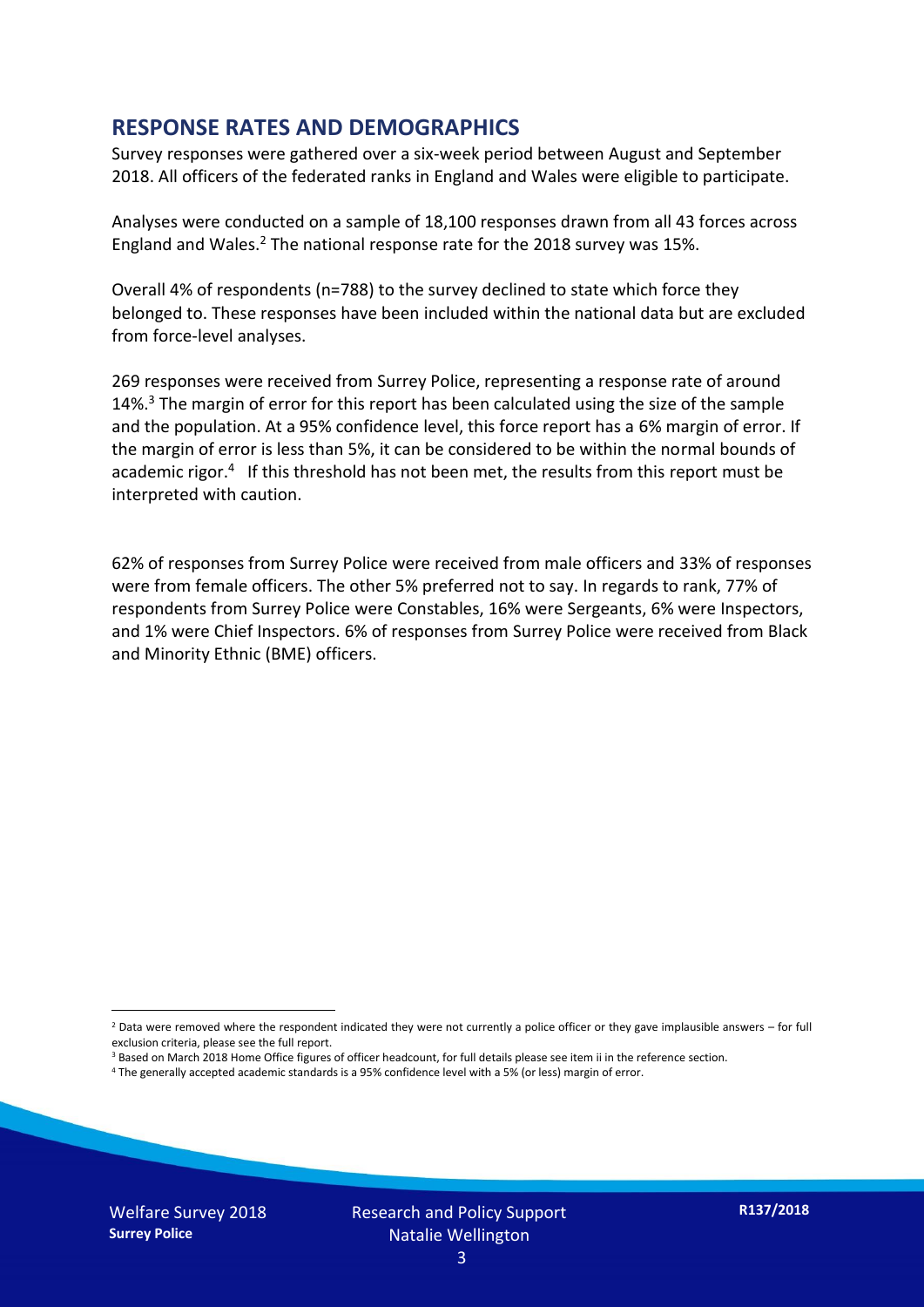## RESPONSE RATES AND DEMOGRAPHICS

Survey responses were gathered over a six-week period between August and September 2018. All officers of the federated ranks in England and Wales were eligible to participate.

Analyses were conducted on a sample of 18,100 responses drawn from all 43 forces across England and Wales.[2] The national response rate for the 2018 survey was 15%.

Overall 4% of respondents (n=788) to the survey declined to state which force they belonged to. These responses have been included within the national data but are excluded from force-level analyses.

269 responses were received from Surrey Police, representing a response rate of around 14%.[3] The margin of error for this report has been calculated using the size of the sample and the population. At a 95% confidence level, this force report has a 6% margin of error. If the margin of error is less than 5%, it can be considered to be within the normal bounds of academic rigor.[4] If this threshold has not been met, the results from this report must be interpreted with caution.

62% of responses from Surrey Police were received from male officers and 33% of responses were from female officers. The other 5% preferred not to say. In regards to rank, 77% of respondents from Surrey Police were Constables, 16% were Sergeants, 6% were Inspectors, and 1% were Chief Inspectors. 6% of responses from Surrey Police were received from Black and Minority Ethnic (BME) officers.

[2] Data were removed where the respondent indicated they were not currently a police officer or they gave implausible answers – for full exclusion criteria, please see the full report.

[3] Based on March 2018 Home Office figures of officer headcount, for full details please see item ii in the reference section.

[4] The generally accepted academic standards is a 95% confidence level with a 5% (or less) margin of error.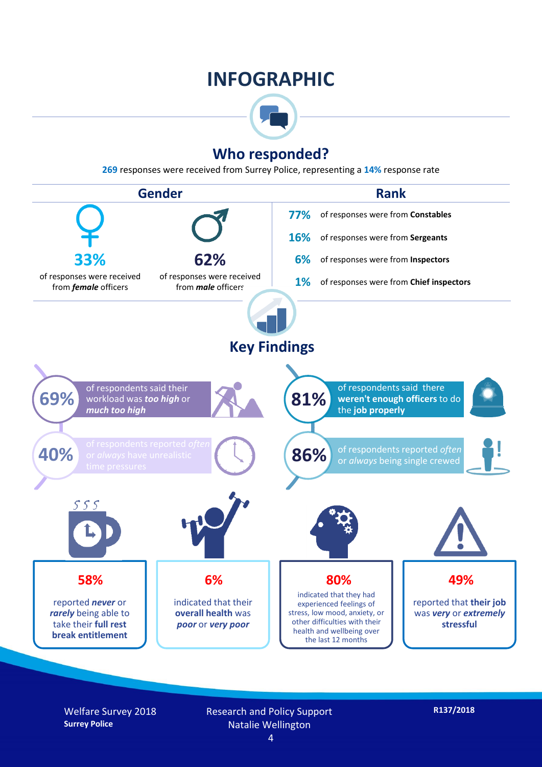# INFOGRAPHIC

## Who responded?

**269** responses were received from Surrey Police, representing a **14%** response rate

### Gender

**33%** of responses were received from ***female*** officers

**62%** of responses were received from ***male*** officers

### Rank

**77%** of responses were from **Constables**

**16%** of responses were from **Sergeants**

**6%** of responses were from **Inspectors**

**1%** of responses were from **Chief inspectors**

## Key Findings

**69%** of respondents said their workload was ***too high*** or ***much too high***

**81%** of respondents said there **weren't enough officers** to do the **job properly**

**40%** of respondents reported *often* or *always* have unrealistic time pressures

**86%** of respondents reported *often* or *always* being single crewed

**58%** reported ***never*** or ***rarely*** being able to take their **full rest break entitlement**

**6%** indicated that their **overall health** was ***poor*** or ***very poor***

**80%** indicated that they had experienced feelings of stress, low mood, anxiety, or other difficulties with their health and wellbeing over the last 12 months

**49%** reported that **their job** was ***very*** or ***extremely*** **stressful**

Welfare Survey 2018
**Surrey Police**

Research and Policy Support
Natalie Wellington

**R137/2018**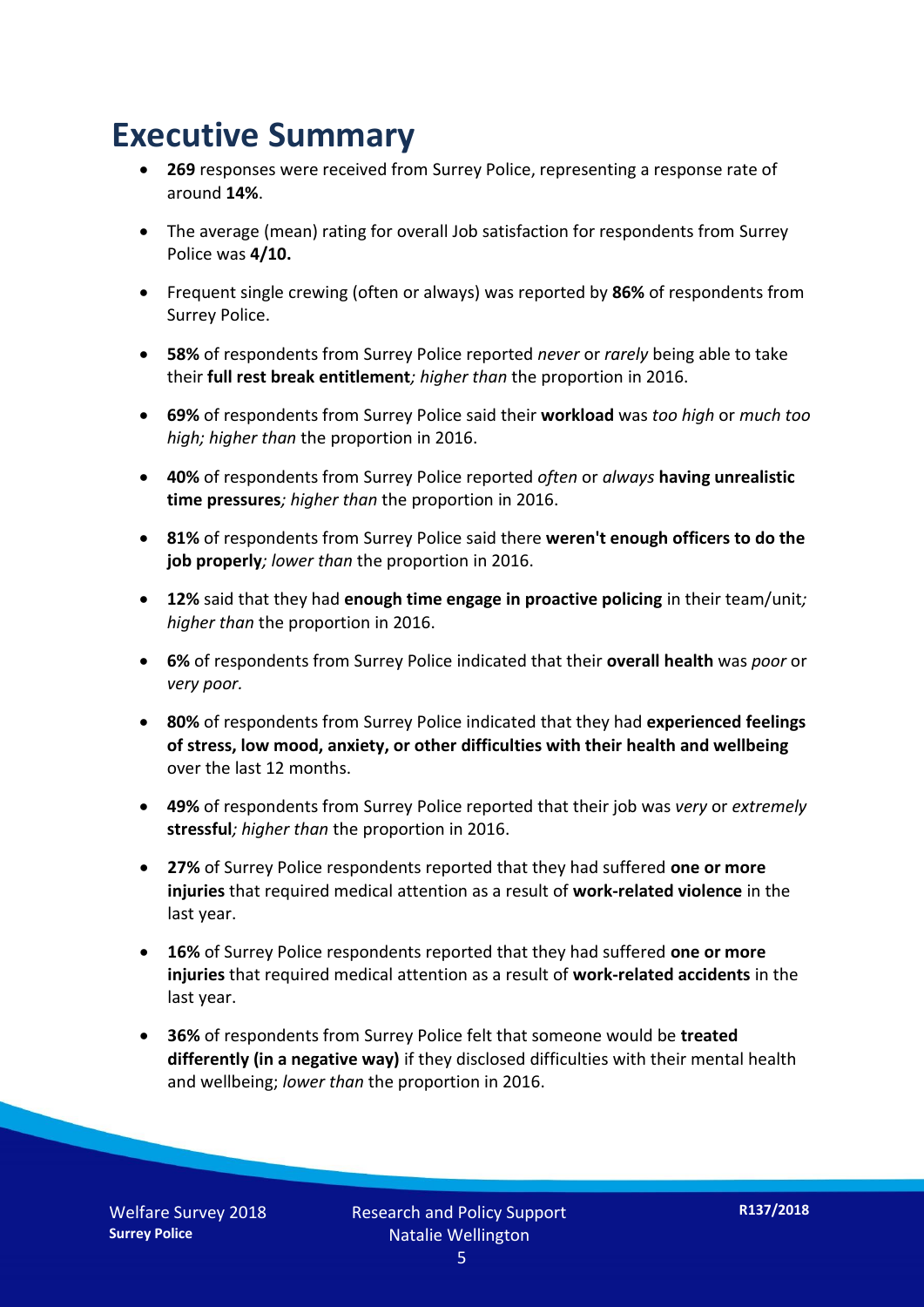# Executive Summary

- **269** responses were received from Surrey Police, representing a response rate of around **14%**.
- The average (mean) rating for overall Job satisfaction for respondents from Surrey Police was **4/10.**
- Frequent single crewing (often or always) was reported by **86%** of respondents from Surrey Police.
- **58%** of respondents from Surrey Police reported *never* or *rarely* being able to take their **full rest break entitlement***; higher than* the proportion in 2016.
- **69%** of respondents from Surrey Police said their **workload** was *too high* or *much too high; higher than* the proportion in 2016.
- **40%** of respondents from Surrey Police reported *often* or *always* **having unrealistic time pressures***; higher than* the proportion in 2016.
- **81%** of respondents from Surrey Police said there **weren't enough officers to do the job properly***; lower than* the proportion in 2016.
- **12%** said that they had **enough time engage in proactive policing** in their team/unit*; higher than* the proportion in 2016.
- **6%** of respondents from Surrey Police indicated that their **overall health** was *poor* or *very poor.*
- **80%** of respondents from Surrey Police indicated that they had **experienced feelings of stress, low mood, anxiety, or other difficulties with their health and wellbeing** over the last 12 months.
- **49%** of respondents from Surrey Police reported that their job was *very* or *extremely* **stressful***; higher than* the proportion in 2016.
- **27%** of Surrey Police respondents reported that they had suffered **one or more injuries** that required medical attention as a result of **work-related violence** in the last year.
- **16%** of Surrey Police respondents reported that they had suffered **one or more injuries** that required medical attention as a result of **work-related accidents** in the last year.
- **36%** of respondents from Surrey Police felt that someone would be **treated differently (in a negative way)** if they disclosed difficulties with their mental health and wellbeing; *lower than* the proportion in 2016.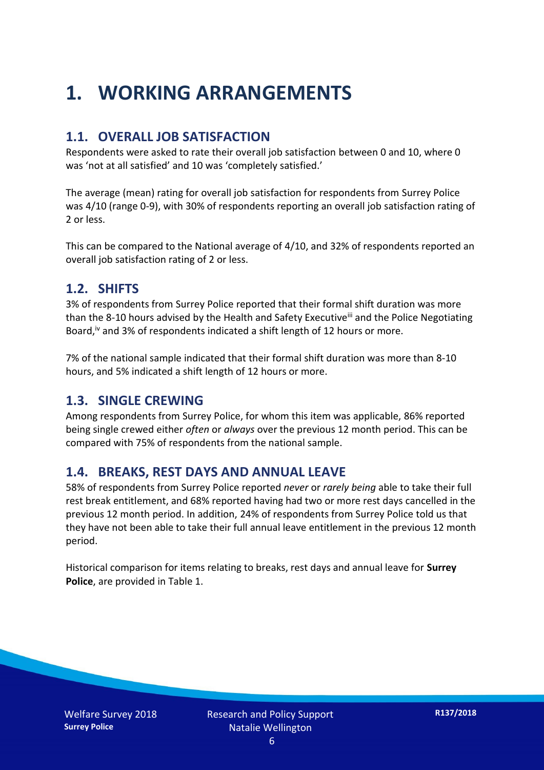# 1. WORKING ARRANGEMENTS

## 1.1. OVERALL JOB SATISFACTION

Respondents were asked to rate their overall job satisfaction between 0 and 10, where 0 was 'not at all satisfied' and 10 was 'completely satisfied.'

The average (mean) rating for overall job satisfaction for respondents from Surrey Police was 4/10 (range 0-9), with 30% of respondents reporting an overall job satisfaction rating of 2 or less.

This can be compared to the National average of 4/10, and 32% of respondents reported an overall job satisfaction rating of 2 or less.

## 1.2. SHIFTS

3% of respondents from Surrey Police reported that their formal shift duration was more than the 8-10 hours advised by the Health and Safety Executive[iii] and the Police Negotiating Board,[iv] and 3% of respondents indicated a shift length of 12 hours or more.

7% of the national sample indicated that their formal shift duration was more than 8-10 hours, and 5% indicated a shift length of 12 hours or more.

## 1.3. SINGLE CREWING

Among respondents from Surrey Police, for whom this item was applicable, 86% reported being single crewed either *often* or *always* over the previous 12 month period. This can be compared with 75% of respondents from the national sample.

## 1.4. BREAKS, REST DAYS AND ANNUAL LEAVE

58% of respondents from Surrey Police reported *never* or *rarely being* able to take their full rest break entitlement, and 68% reported having had two or more rest days cancelled in the previous 12 month period. In addition, 24% of respondents from Surrey Police told us that they have not been able to take their full annual leave entitlement in the previous 12 month period.

Historical comparison for items relating to breaks, rest days and annual leave for **Surrey Police**, are provided in Table 1.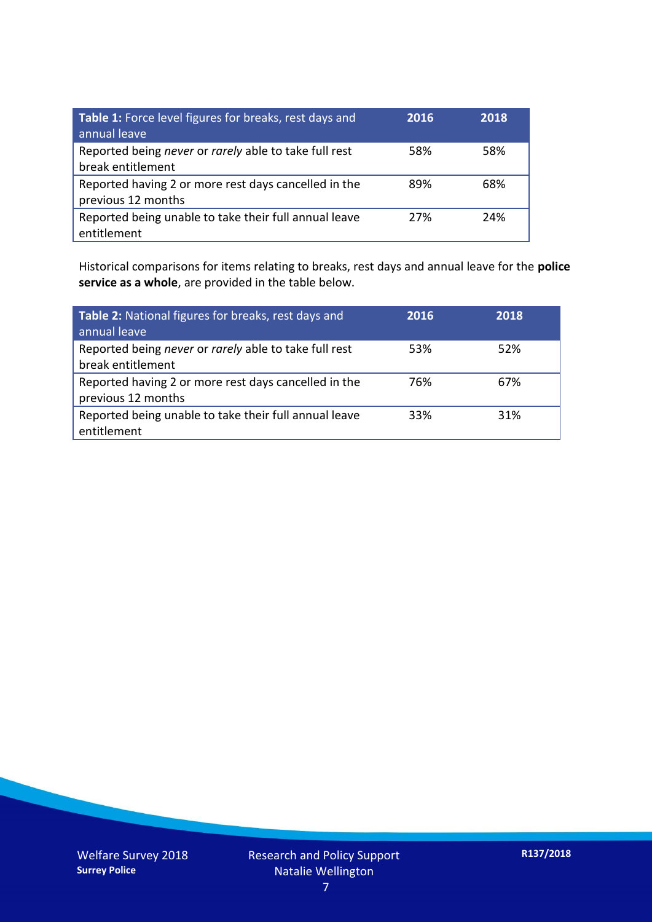| **Table 1:** Force level figures for breaks, rest days and annual leave | **2016** | **2018** |
|---|---|---|
| Reported being *never* or *rarely* able to take full rest break entitlement | 58% | 58% |
| Reported having 2 or more rest days cancelled in the previous 12 months | 89% | 68% |
| Reported being unable to take their full annual leave entitlement | 27% | 24% |

Historical comparisons for items relating to breaks, rest days and annual leave for the **police service as a whole**, are provided in the table below.

| **Table 2:** National figures for breaks, rest days and annual leave | **2016** | **2018** |
|---|---|---|
| Reported being *never* or *rarely* able to take full rest break entitlement | 53% | 52% |
| Reported having 2 or more rest days cancelled in the previous 12 months | 76% | 67% |
| Reported being unable to take their full annual leave entitlement | 33% | 31% |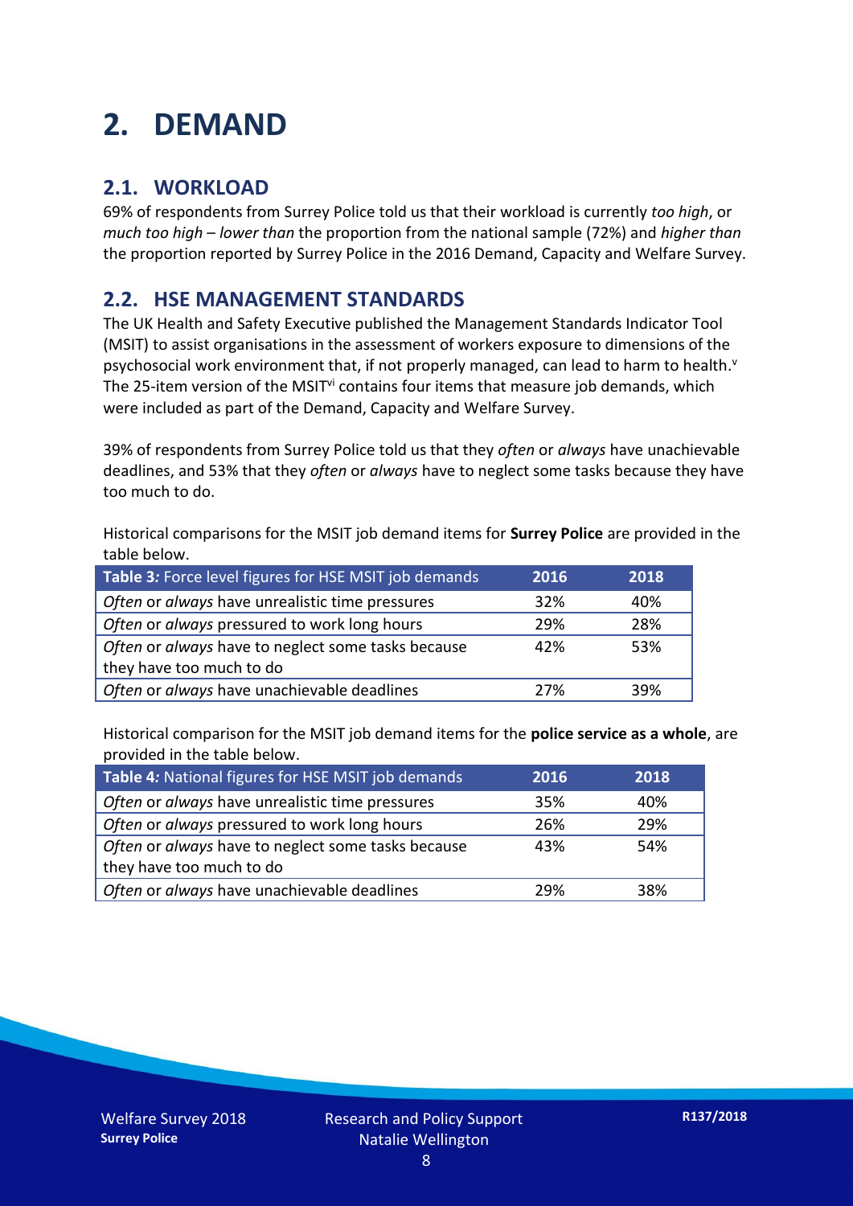# 2. DEMAND

## 2.1. WORKLOAD

69% of respondents from Surrey Police told us that their workload is currently *too high*, or *much too high* – *lower than* the proportion from the national sample (72%) and *higher than* the proportion reported by Surrey Police in the 2016 Demand, Capacity and Welfare Survey.

## 2.2. HSE MANAGEMENT STANDARDS

The UK Health and Safety Executive published the Management Standards Indicator Tool (MSIT) to assist organisations in the assessment of workers exposure to dimensions of the psychosocial work environment that, if not properly managed, can lead to harm to health.[v] The 25-item version of the MSIT[vi] contains four items that measure job demands, which were included as part of the Demand, Capacity and Welfare Survey.

39% of respondents from Surrey Police told us that they *often* or *always* have unachievable deadlines, and 53% that they *often* or *always* have to neglect some tasks because they have too much to do.

Historical comparisons for the MSIT job demand items for **Surrey Police** are provided in the table below.

| **Table 3***:* Force level figures for HSE MSIT job demands | **2016** | **2018** |
|---|---|---|
| *Often* or *always* have unrealistic time pressures | 32% | 40% |
| *Often* or *always* pressured to work long hours | 29% | 28% |
| *Often* or *always* have to neglect some tasks because they have too much to do | 42% | 53% |
| *Often* or *always* have unachievable deadlines | 27% | 39% |

Historical comparison for the MSIT job demand items for the **police service as a whole**, are provided in the table below.

| **Table 4***:* National figures for HSE MSIT job demands | **2016** | **2018** |
|---|---|---|
| *Often* or *always* have unrealistic time pressures | 35% | 40% |
| *Often* or *always* pressured to work long hours | 26% | 29% |
| *Often* or *always* have to neglect some tasks because they have too much to do | 43% | 54% |
| *Often* or *always* have unachievable deadlines | 29% | 38% |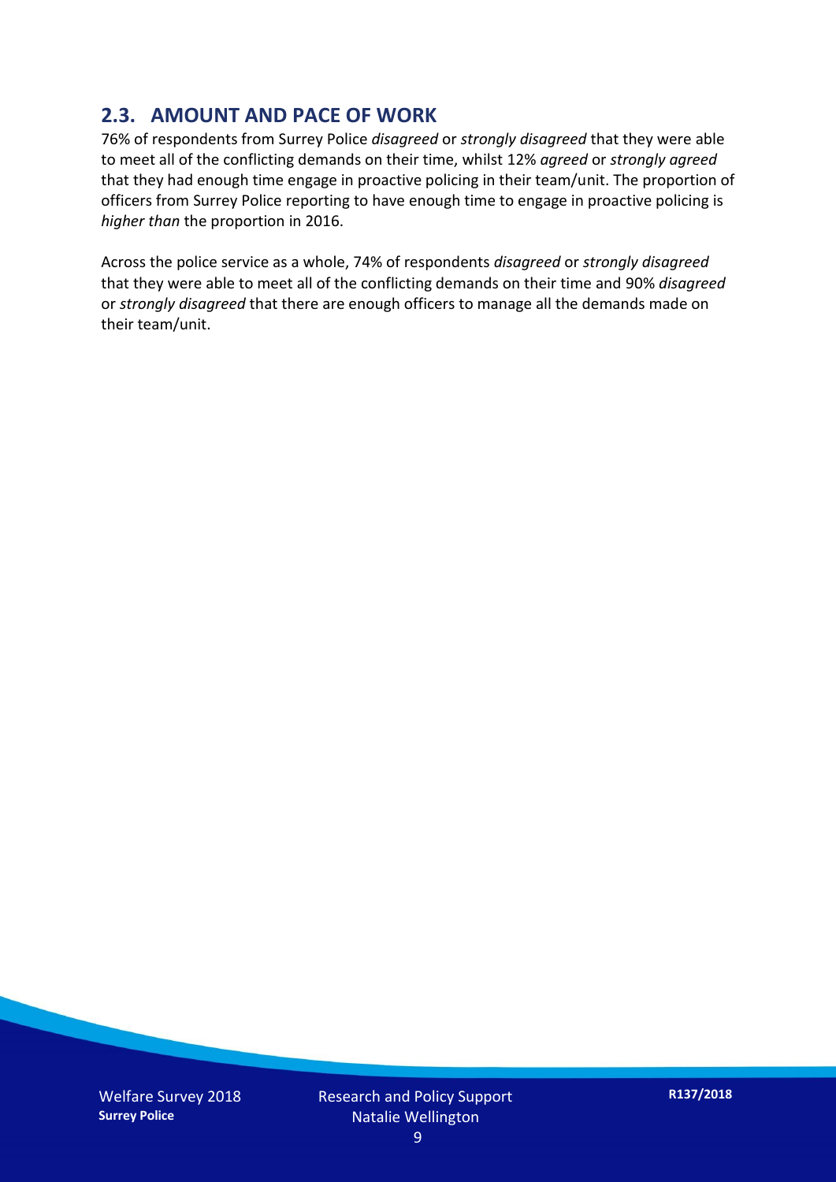## 2.3. AMOUNT AND PACE OF WORK

76% of respondents from Surrey Police *disagreed* or *strongly disagreed* that they were able to meet all of the conflicting demands on their time, whilst 12% *agreed* or *strongly agreed* that they had enough time engage in proactive policing in their team/unit. The proportion of officers from Surrey Police reporting to have enough time to engage in proactive policing is *higher than* the proportion in 2016.

Across the police service as a whole, 74% of respondents *disagreed* or *strongly disagreed* that they were able to meet all of the conflicting demands on their time and 90% *disagreed* or *strongly disagreed* that there are enough officers to manage all the demands made on their team/unit.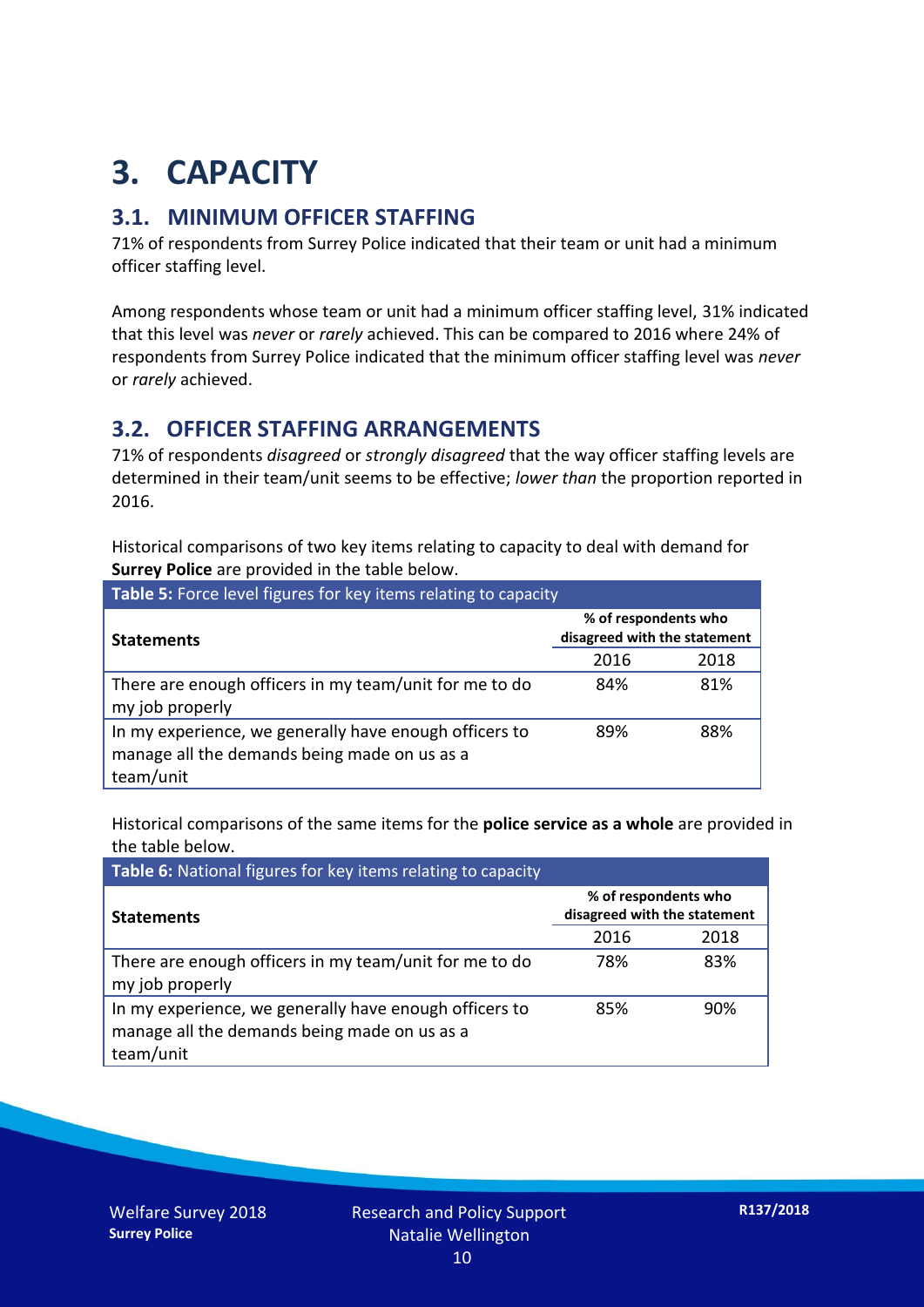# 3. CAPACITY

## 3.1. MINIMUM OFFICER STAFFING

71% of respondents from Surrey Police indicated that their team or unit had a minimum officer staffing level.

Among respondents whose team or unit had a minimum officer staffing level, 31% indicated that this level was *never* or *rarely* achieved. This can be compared to 2016 where 24% of respondents from Surrey Police indicated that the minimum officer staffing level was *never* or *rarely* achieved.

## 3.2. OFFICER STAFFING ARRANGEMENTS

71% of respondents *disagreed* or *strongly disagreed* that the way officer staffing levels are determined in their team/unit seems to be effective; *lower than* the proportion reported in 2016.

Historical comparisons of two key items relating to capacity to deal with demand for **Surrey Police** are provided in the table below.

**Table 5:** Force level figures for key items relating to capacity

| Statements | % of respondents who disagreed with the statement | |
|---|---|---|
| | 2016 | 2018 |
| There are enough officers in my team/unit for me to do my job properly | 84% | 81% |
| In my experience, we generally have enough officers to manage all the demands being made on us as a team/unit | 89% | 88% |

Historical comparisons of the same items for the **police service as a whole** are provided in the table below.

**Table 6:** National figures for key items relating to capacity

| Statements | % of respondents who disagreed with the statement | |
|---|---|---|
| | 2016 | 2018 |
| There are enough officers in my team/unit for me to do my job properly | 78% | 83% |
| In my experience, we generally have enough officers to manage all the demands being made on us as a team/unit | 85% | 90% |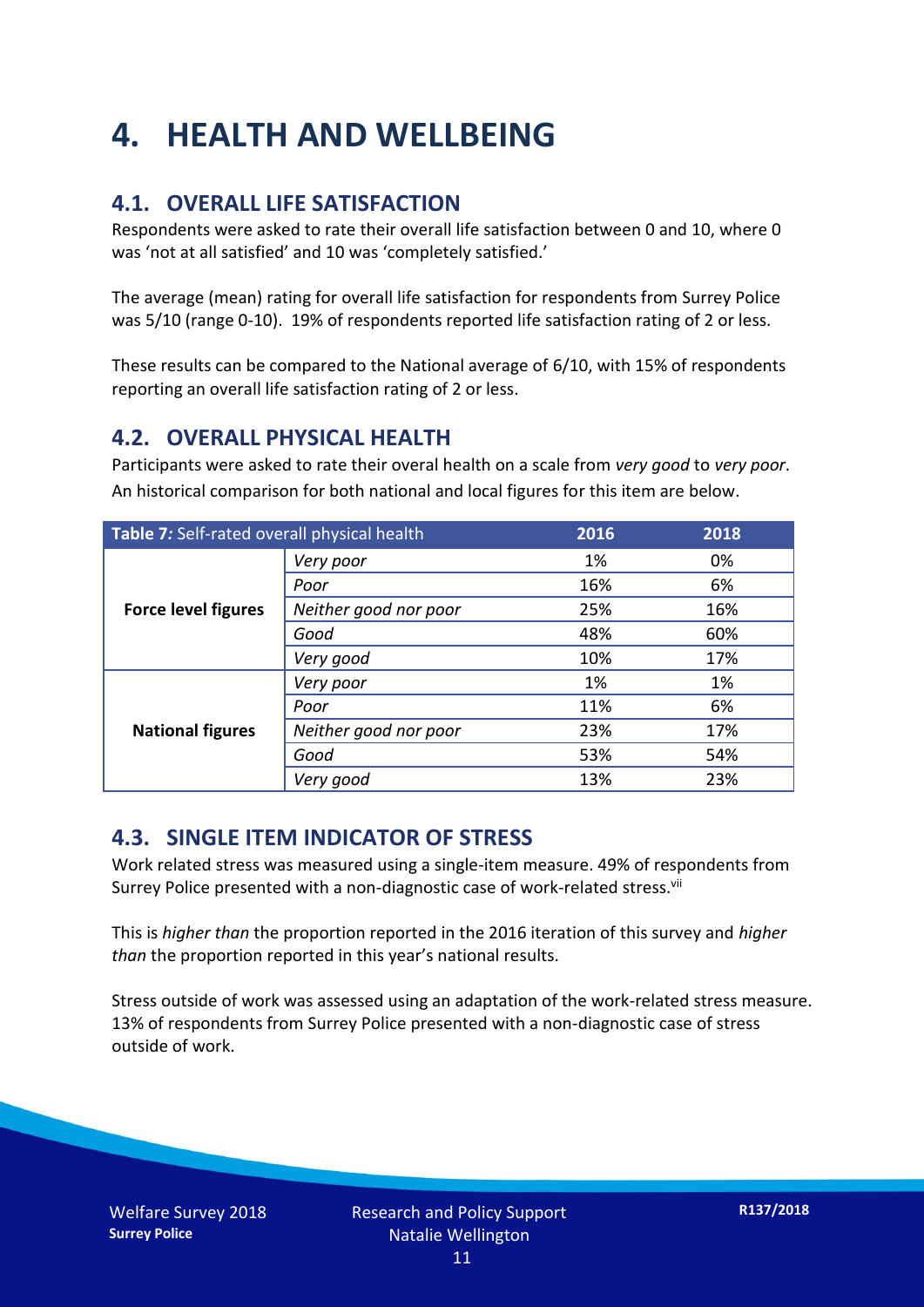# 4. HEALTH AND WELLBEING

## 4.1. OVERALL LIFE SATISFACTION

Respondents were asked to rate their overall life satisfaction between 0 and 10, where 0 was 'not at all satisfied' and 10 was 'completely satisfied.'

The average (mean) rating for overall life satisfaction for respondents from Surrey Police was 5/10 (range 0-10). 19% of respondents reported life satisfaction rating of 2 or less.

These results can be compared to the National average of 6/10, with 15% of respondents reporting an overall life satisfaction rating of 2 or less.

## 4.2. OVERALL PHYSICAL HEALTH

Participants were asked to rate their overal health on a scale from *very good* to *very poor*. An historical comparison for both national and local figures for this item are below.

| **Table 7:** Self-rated overall physical health | | 2016 | 2018 |
|---|---|---|---|
| **Force level figures** | *Very poor* | 1% | 0% |
| | *Poor* | 16% | 6% |
| | *Neither good nor poor* | 25% | 16% |
| | *Good* | 48% | 60% |
| | *Very good* | 10% | 17% |
| **National figures** | *Very poor* | 1% | 1% |
| | *Poor* | 11% | 6% |
| | *Neither good nor poor* | 23% | 17% |
| | *Good* | 53% | 54% |
| | *Very good* | 13% | 23% |

## 4.3. SINGLE ITEM INDICATOR OF STRESS

Work related stress was measured using a single-item measure. 49% of respondents from Surrey Police presented with a non-diagnostic case of work-related stress.[vii]

This is *higher than* the proportion reported in the 2016 iteration of this survey and *higher than* the proportion reported in this year's national results.

Stress outside of work was assessed using an adaptation of the work-related stress measure. 13% of respondents from Surrey Police presented with a non-diagnostic case of stress outside of work.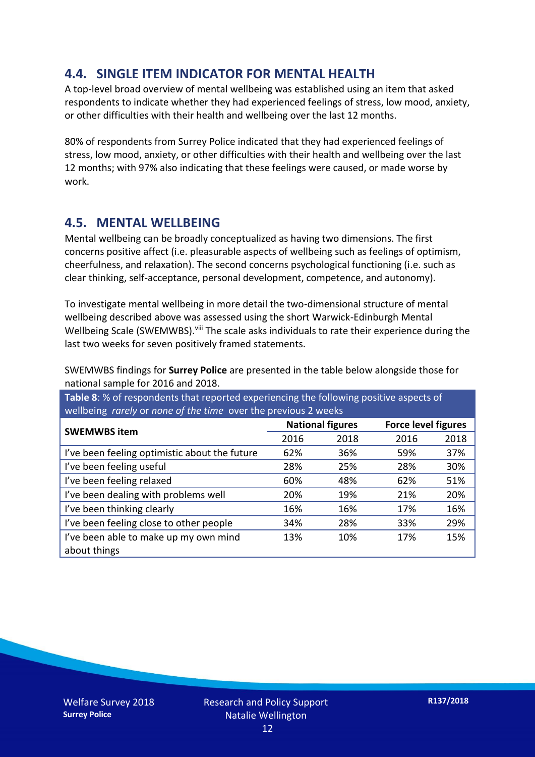## 4.4. SINGLE ITEM INDICATOR FOR MENTAL HEALTH

A top-level broad overview of mental wellbeing was established using an item that asked respondents to indicate whether they had experienced feelings of stress, low mood, anxiety, or other difficulties with their health and wellbeing over the last 12 months.

80% of respondents from Surrey Police indicated that they had experienced feelings of stress, low mood, anxiety, or other difficulties with their health and wellbeing over the last 12 months; with 97% also indicating that these feelings were caused, or made worse by work.

## 4.5. MENTAL WELLBEING

Mental wellbeing can be broadly conceptualized as having two dimensions. The first concerns positive affect (i.e. pleasurable aspects of wellbeing such as feelings of optimism, cheerfulness, and relaxation). The second concerns psychological functioning (i.e. such as clear thinking, self-acceptance, personal development, competence, and autonomy).

To investigate mental wellbeing in more detail the two-dimensional structure of mental wellbeing described above was assessed using the short Warwick-Edinburgh Mental Wellbeing Scale (SWEMWBS).[viii] The scale asks individuals to rate their experience during the last two weeks for seven positively framed statements.

SWEMWBS findings for **Surrey Police** are presented in the table below alongside those for national sample for 2016 and 2018.

**Table 8**: % of respondents that reported experiencing the following positive aspects of wellbeing *rarely* or *none of the time* over the previous 2 weeks

| SWEMWBS item | National figures | | Force level figures | |
|---|---|---|---|---|
| | 2016 | 2018 | 2016 | 2018 |
| I've been feeling optimistic about the future | 62% | 36% | 59% | 37% |
| I've been feeling useful | 28% | 25% | 28% | 30% |
| I've been feeling relaxed | 60% | 48% | 62% | 51% |
| I've been dealing with problems well | 20% | 19% | 21% | 20% |
| I've been thinking clearly | 16% | 16% | 17% | 16% |
| I've been feeling close to other people | 34% | 28% | 33% | 29% |
| I've been able to make up my own mind about things | 13% | 10% | 17% | 15% |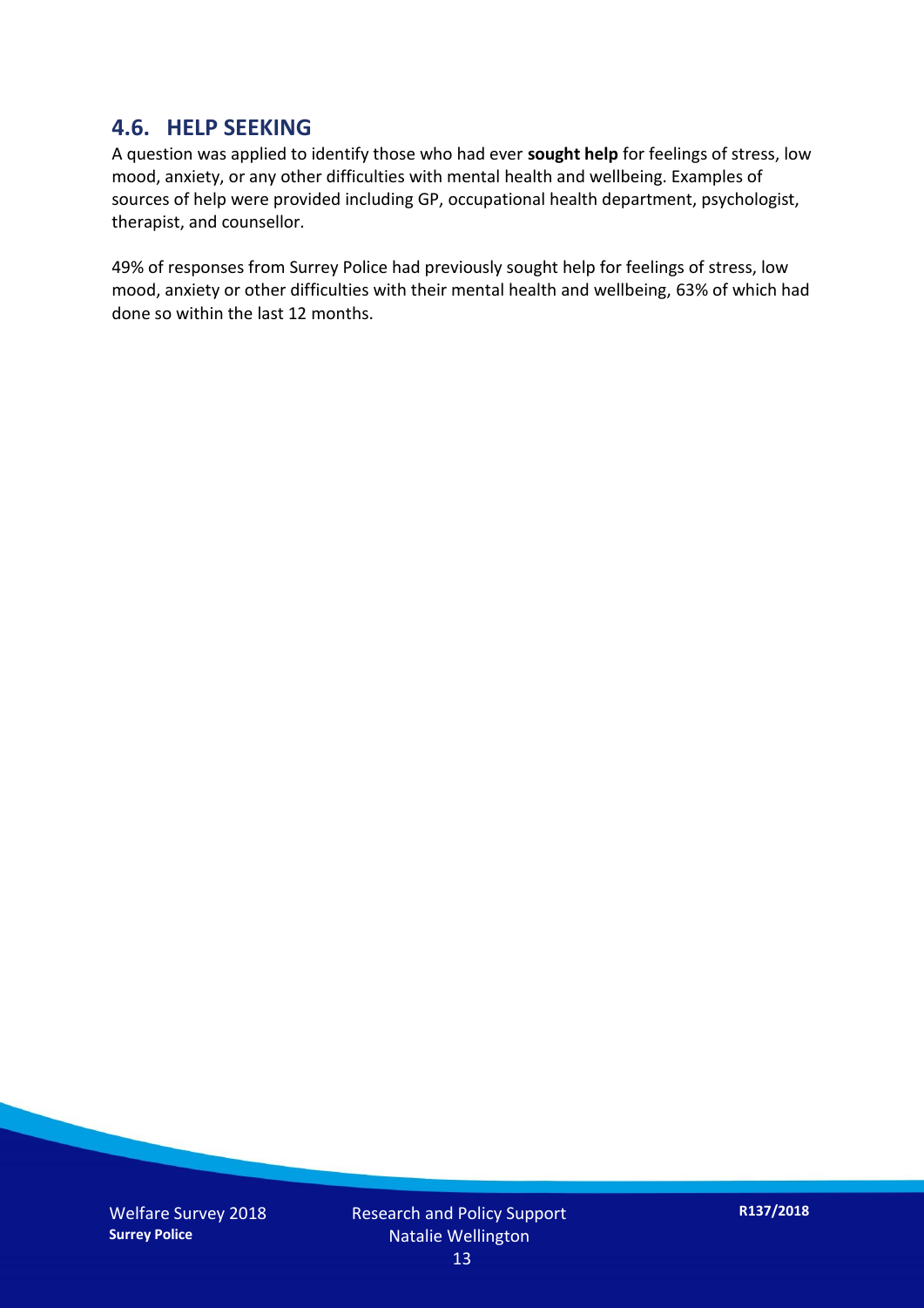## 4.6. HELP SEEKING

A question was applied to identify those who had ever **sought help** for feelings of stress, low mood, anxiety, or any other difficulties with mental health and wellbeing. Examples of sources of help were provided including GP, occupational health department, psychologist, therapist, and counsellor.

49% of responses from Surrey Police had previously sought help for feelings of stress, low mood, anxiety or other difficulties with their mental health and wellbeing, 63% of which had done so within the last 12 months.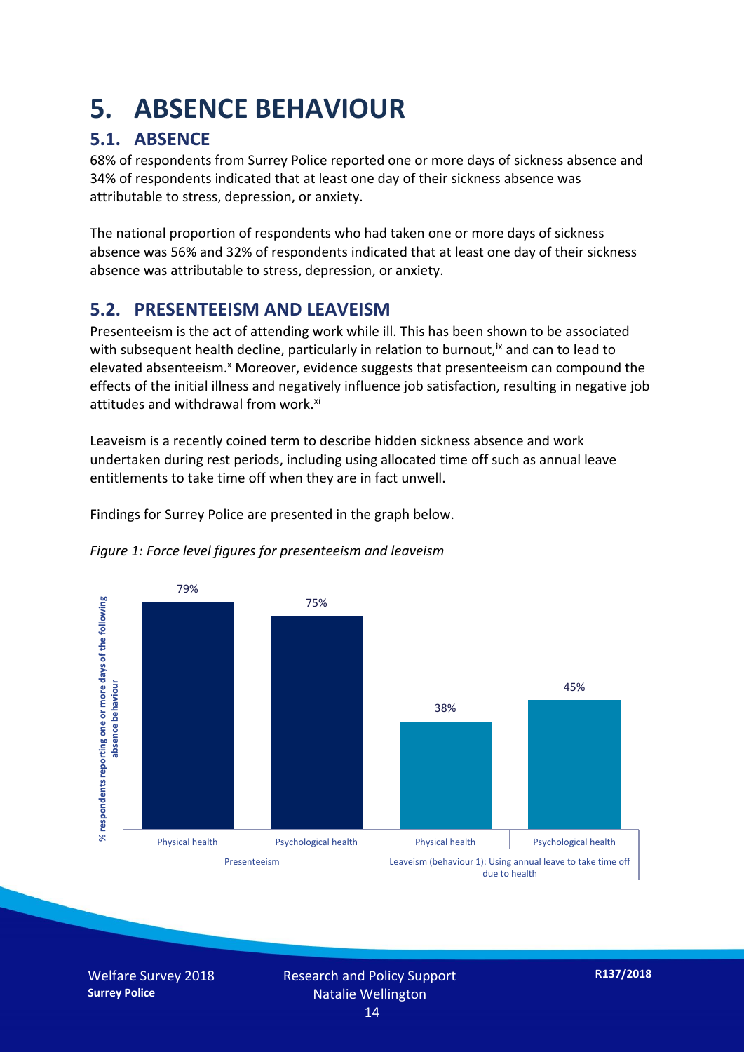# 5. ABSENCE BEHAVIOUR

## 5.1. ABSENCE

68% of respondents from Surrey Police reported one or more days of sickness absence and 34% of respondents indicated that at least one day of their sickness absence was attributable to stress, depression, or anxiety.

The national proportion of respondents who had taken one or more days of sickness absence was 56% and 32% of respondents indicated that at least one day of their sickness absence was attributable to stress, depression, or anxiety.

## 5.2. PRESENTEEISM AND LEAVEISM

Presenteeism is the act of attending work while ill. This has been shown to be associated with subsequent health decline, particularly in relation to burnout,[ix] and can to lead to elevated absenteeism.[x] Moreover, evidence suggests that presenteeism can compound the effects of the initial illness and negatively influence job satisfaction, resulting in negative job attitudes and withdrawal from work.[xi]

Leaveism is a recently coined term to describe hidden sickness absence and work undertaken during rest periods, including using allocated time off such as annual leave entitlements to take time off when they are in fact unwell.

Findings for Surrey Police are presented in the graph below.

*Figure 1: Force level figures for presenteeism and leaveism*

| | Presenteeism | | Leaveism (behaviour 1): Using annual leave to take time off due to health | |
|---|---|---|---|---|
| | Physical health | Psychological health | Physical health | Psychological health |
| % respondents reporting one or more days of the following absence behaviour | 79% | 75% | 38% | 45% |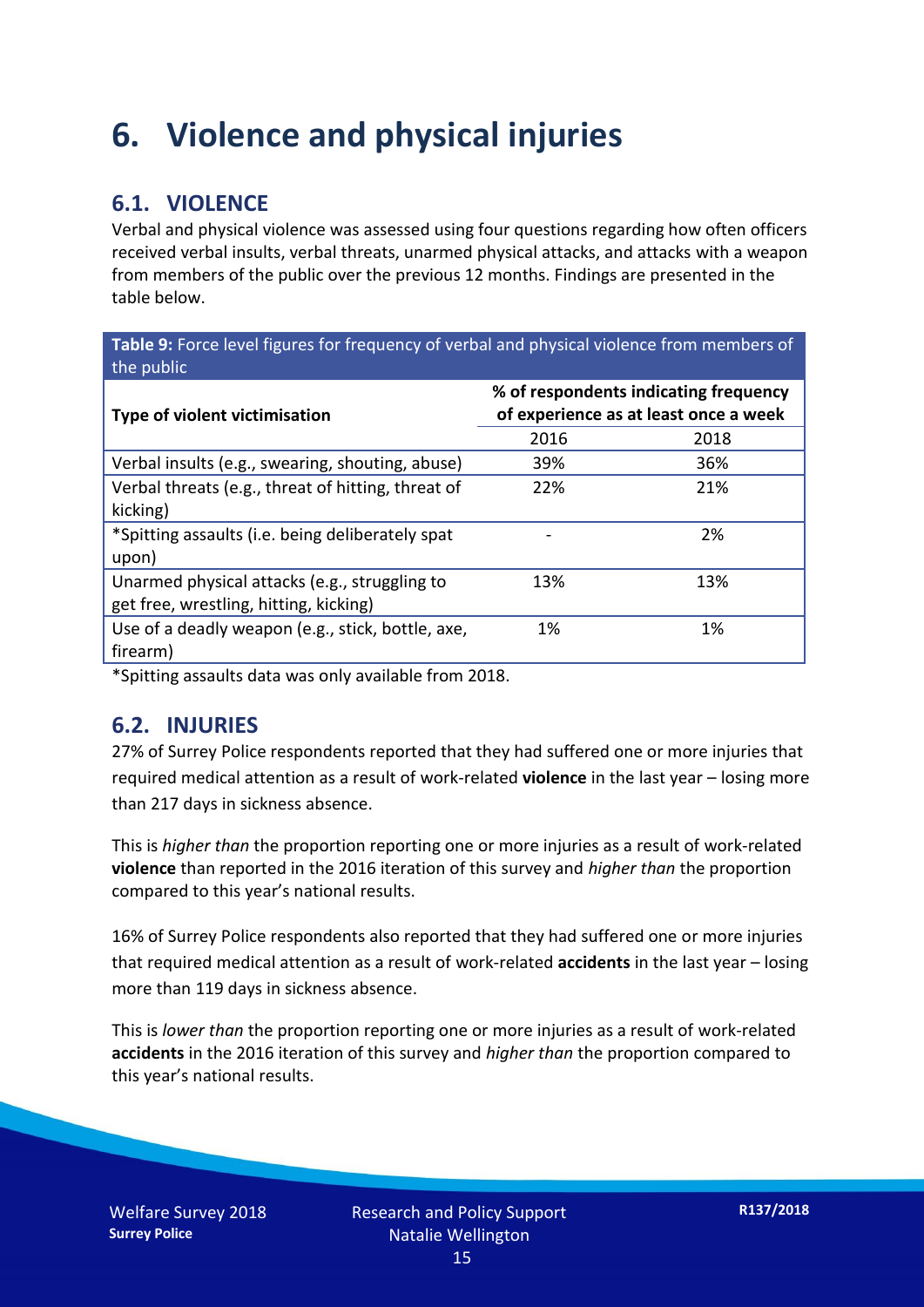# 6. Violence and physical injuries

## 6.1. VIOLENCE

Verbal and physical violence was assessed using four questions regarding how often officers received verbal insults, verbal threats, unarmed physical attacks, and attacks with a weapon from members of the public over the previous 12 months. Findings are presented in the table below.

**Table 9:** Force level figures for frequency of verbal and physical violence from members of the public

| Type of violent victimisation | % of respondents indicating frequency of experience as at least once a week | |
|---|---|---|
| | 2016 | 2018 |
| Verbal insults (e.g., swearing, shouting, abuse) | 39% | 36% |
| Verbal threats (e.g., threat of hitting, threat of kicking) | 22% | 21% |
| *Spitting assaults (i.e. being deliberately spat upon) | - | 2% |
| Unarmed physical attacks (e.g., struggling to get free, wrestling, hitting, kicking) | 13% | 13% |
| Use of a deadly weapon (e.g., stick, bottle, axe, firearm) | 1% | 1% |

*Spitting assaults data was only available from 2018.

## 6.2. INJURIES

27% of Surrey Police respondents reported that they had suffered one or more injuries that required medical attention as a result of work-related **violence** in the last year – losing more than 217 days in sickness absence.

This is *higher than* the proportion reporting one or more injuries as a result of work-related **violence** than reported in the 2016 iteration of this survey and *higher than* the proportion compared to this year's national results.

16% of Surrey Police respondents also reported that they had suffered one or more injuries that required medical attention as a result of work-related **accidents** in the last year – losing more than 119 days in sickness absence.

This is *lower than* the proportion reporting one or more injuries as a result of work-related **accidents** in the 2016 iteration of this survey and *higher than* the proportion compared to this year's national results.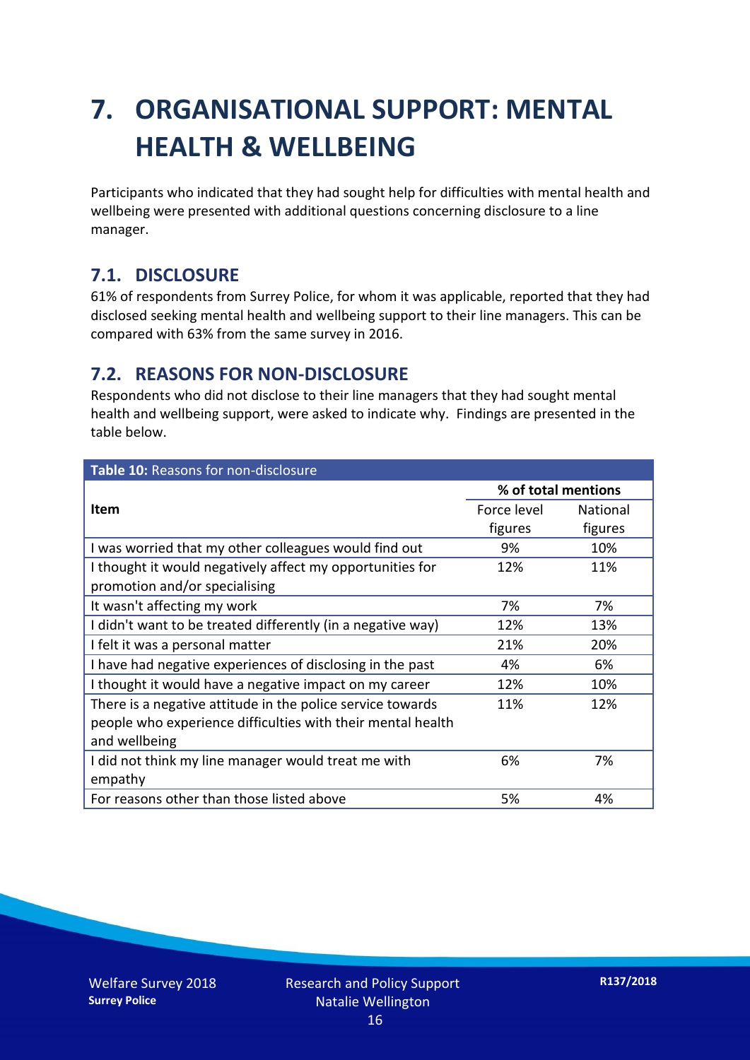# 7. ORGANISATIONAL SUPPORT: MENTAL HEALTH & WELLBEING

Participants who indicated that they had sought help for difficulties with mental health and wellbeing were presented with additional questions concerning disclosure to a line manager.

## 7.1. DISCLOSURE

61% of respondents from Surrey Police, for whom it was applicable, reported that they had disclosed seeking mental health and wellbeing support to their line managers. This can be compared with 63% from the same survey in 2016.

## 7.2. REASONS FOR NON-DISCLOSURE

Respondents who did not disclose to their line managers that they had sought mental health and wellbeing support, were asked to indicate why. Findings are presented in the table below.

**Table 10:** Reasons for non-disclosure

| Item | % of total mentions | |
|---|---|---|
| | Force level figures | National figures |
| I was worried that my other colleagues would find out | 9% | 10% |
| I thought it would negatively affect my opportunities for promotion and/or specialising | 12% | 11% |
| It wasn't affecting my work | 7% | 7% |
| I didn't want to be treated differently (in a negative way) | 12% | 13% |
| I felt it was a personal matter | 21% | 20% |
| I have had negative experiences of disclosing in the past | 4% | 6% |
| I thought it would have a negative impact on my career | 12% | 10% |
| There is a negative attitude in the police service towards people who experience difficulties with their mental health and wellbeing | 11% | 12% |
| I did not think my line manager would treat me with empathy | 6% | 7% |
| For reasons other than those listed above | 5% | 4% |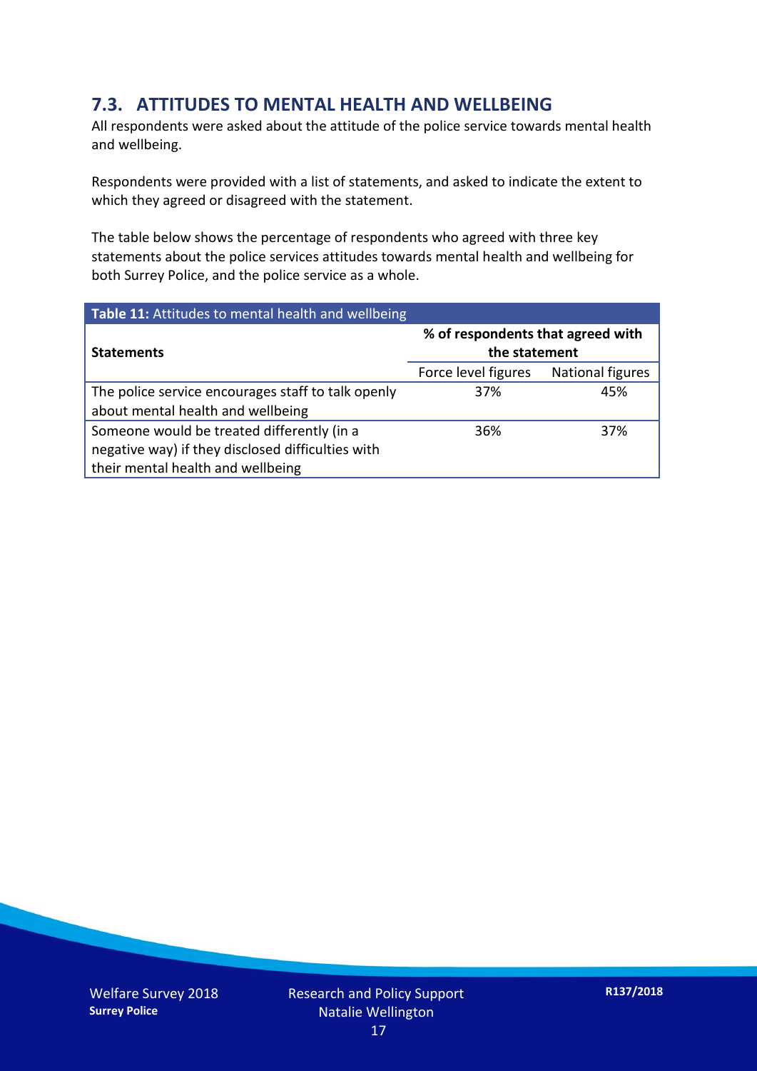## 7.3. ATTITUDES TO MENTAL HEALTH AND WELLBEING

All respondents were asked about the attitude of the police service towards mental health and wellbeing.

Respondents were provided with a list of statements, and asked to indicate the extent to which they agreed or disagreed with the statement.

The table below shows the percentage of respondents who agreed with three key statements about the police services attitudes towards mental health and wellbeing for both Surrey Police, and the police service as a whole.

**Table 11:** Attitudes to mental health and wellbeing

| Statements | % of respondents that agreed with the statement | |
|---|---|---|
| | Force level figures | National figures |
| The police service encourages staff to talk openly about mental health and wellbeing | 37% | 45% |
| Someone would be treated differently (in a negative way) if they disclosed difficulties with their mental health and wellbeing | 36% | 37% |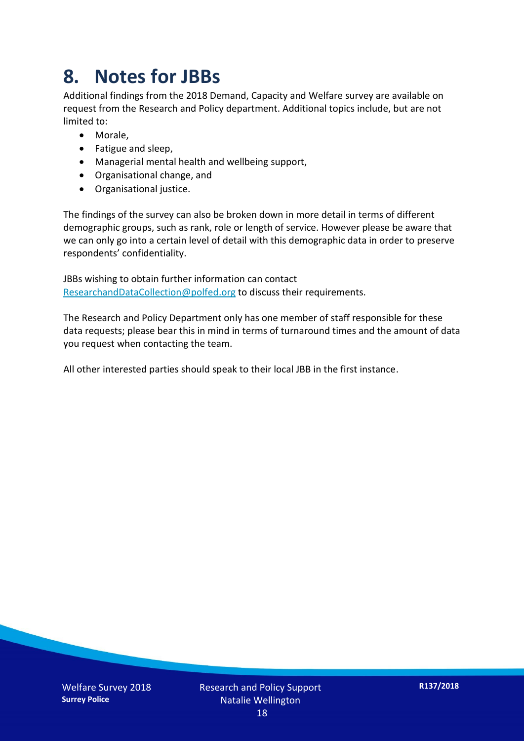# 8. Notes for JBBs

Additional findings from the 2018 Demand, Capacity and Welfare survey are available on request from the Research and Policy department. Additional topics include, but are not limited to:

- Morale,
- Fatigue and sleep,
- Managerial mental health and wellbeing support,
- Organisational change, and
- Organisational justice.

The findings of the survey can also be broken down in more detail in terms of different demographic groups, such as rank, role or length of service. However please be aware that we can only go into a certain level of detail with this demographic data in order to preserve respondents' confidentiality.

JBBs wishing to obtain further information can contact ResearchandDataCollection@polfed.org to discuss their requirements.

The Research and Policy Department only has one member of staff responsible for these data requests; please bear this in mind in terms of turnaround times and the amount of data you request when contacting the team.

All other interested parties should speak to their local JBB in the first instance.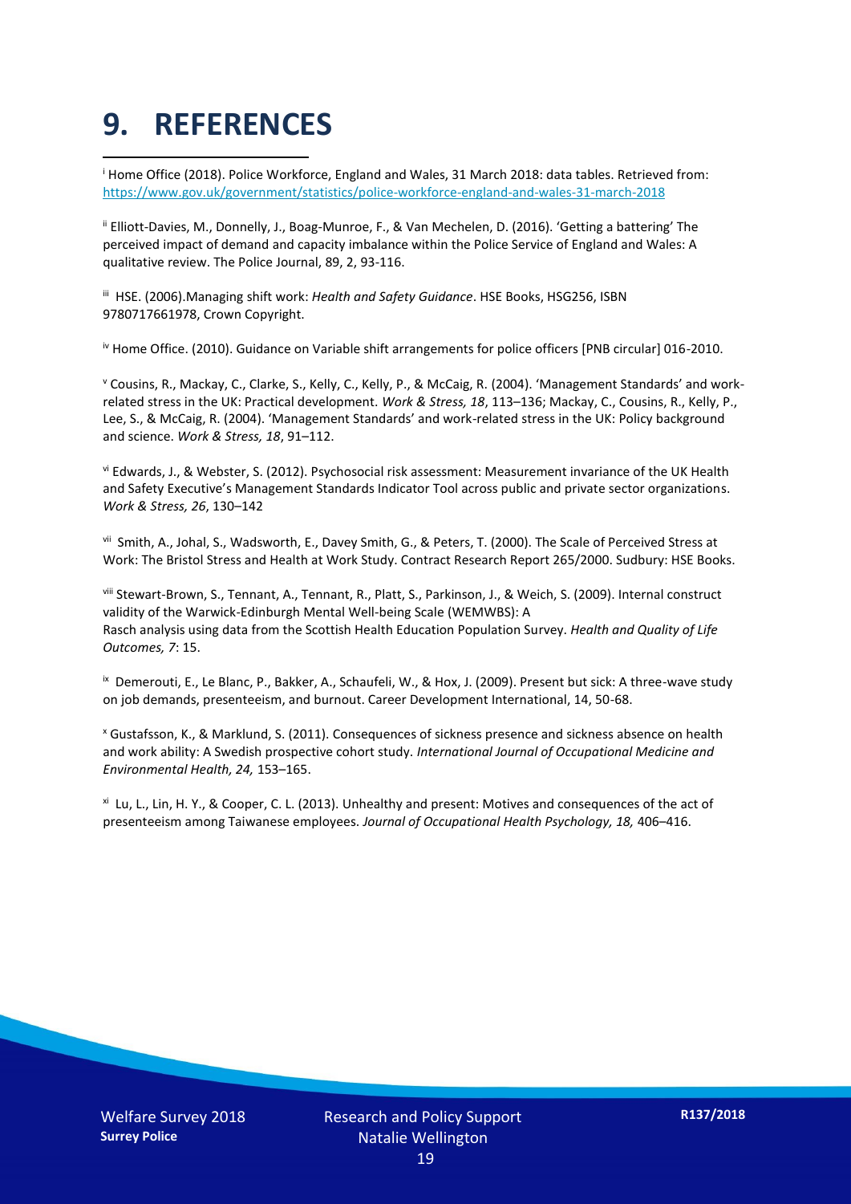# 9. REFERENCES

[i] Home Office (2018). Police Workforce, England and Wales, 31 March 2018: data tables. Retrieved from: https://www.gov.uk/government/statistics/police-workforce-england-and-wales-31-march-2018

[ii] Elliott-Davies, M., Donnelly, J., Boag-Munroe, F., & Van Mechelen, D. (2016). 'Getting a battering' The perceived impact of demand and capacity imbalance within the Police Service of England and Wales: A qualitative review. The Police Journal, 89, 2, 93-116.

[iii] HSE. (2006).Managing shift work: *Health and Safety Guidance*. HSE Books, HSG256, ISBN 9780717661978, Crown Copyright.

[iv] Home Office. (2010). Guidance on Variable shift arrangements for police officers [PNB circular] 016-2010.

[v] Cousins, R., Mackay, C., Clarke, S., Kelly, C., Kelly, P., & McCaig, R. (2004). 'Management Standards' and work-related stress in the UK: Practical development. *Work & Stress, 18*, 113–136; Mackay, C., Cousins, R., Kelly, P., Lee, S., & McCaig, R. (2004). 'Management Standards' and work-related stress in the UK: Policy background and science. *Work & Stress, 18*, 91–112.

[vi] Edwards, J., & Webster, S. (2012). Psychosocial risk assessment: Measurement invariance of the UK Health and Safety Executive's Management Standards Indicator Tool across public and private sector organizations. *Work & Stress, 26*, 130–142

[vii] Smith, A., Johal, S., Wadsworth, E., Davey Smith, G., & Peters, T. (2000). The Scale of Perceived Stress at Work: The Bristol Stress and Health at Work Study. Contract Research Report 265/2000. Sudbury: HSE Books.

[viii] Stewart-Brown, S., Tennant, A., Tennant, R., Platt, S., Parkinson, J., & Weich, S. (2009). Internal construct validity of the Warwick-Edinburgh Mental Well-being Scale (WEMWBS): A Rasch analysis using data from the Scottish Health Education Population Survey. *Health and Quality of Life Outcomes, 7*: 15.

[ix] Demerouti, E., Le Blanc, P., Bakker, A., Schaufeli, W., & Hox, J. (2009). Present but sick: A three-wave study on job demands, presenteeism, and burnout. Career Development International, 14, 50-68.

[x] Gustafsson, K., & Marklund, S. (2011). Consequences of sickness presence and sickness absence on health and work ability: A Swedish prospective cohort study. *International Journal of Occupational Medicine and Environmental Health, 24,* 153–165.

[xi] Lu, L., Lin, H. Y., & Cooper, C. L. (2013). Unhealthy and present: Motives and consequences of the act of presenteeism among Taiwanese employees. *Journal of Occupational Health Psychology, 18,* 406–416.